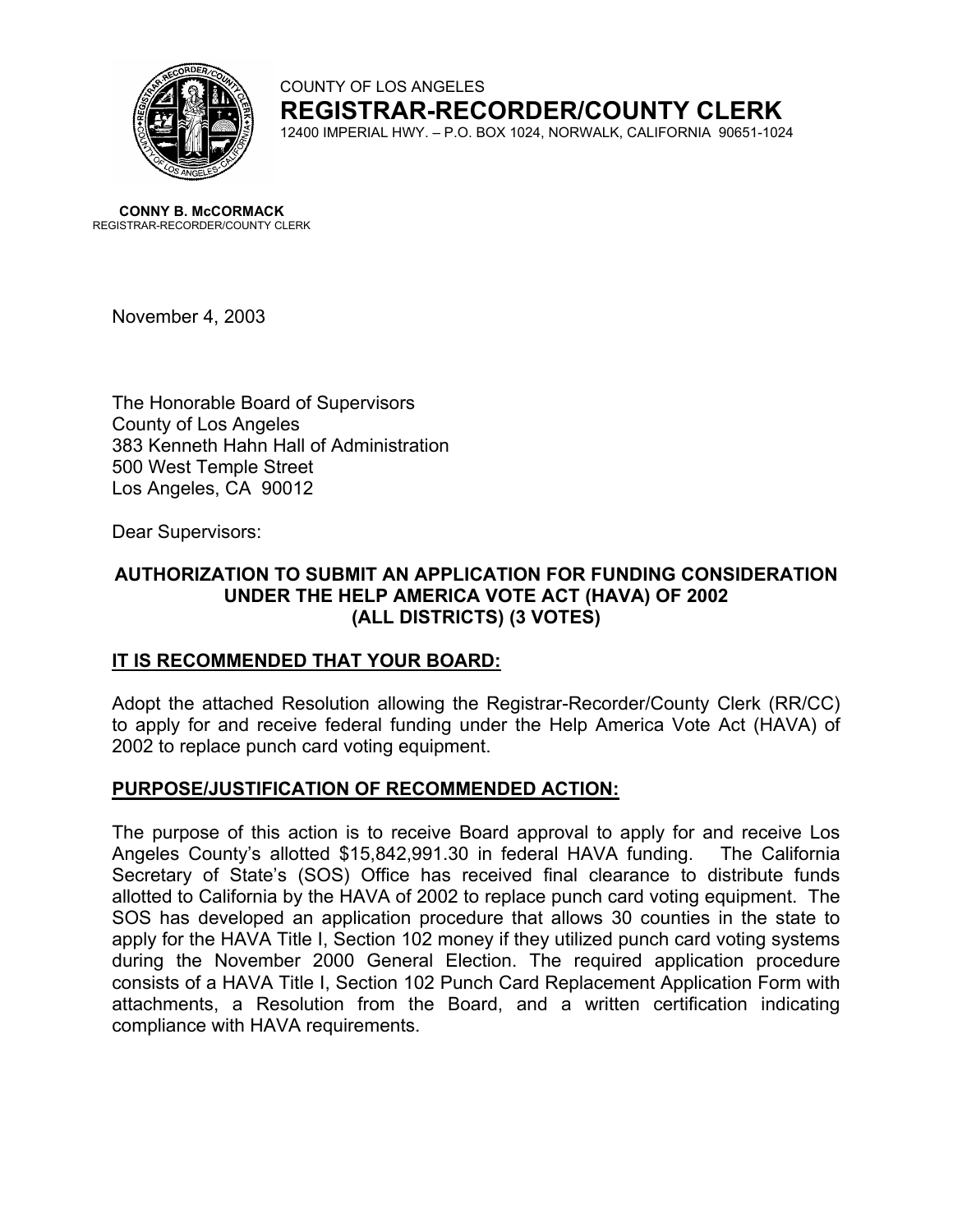COUNTY OF LOS ANGELES

**REGISTRAR-RECORDER/COUNTY CLERK**

12400 IMPERIAL HWY. – P.O. BOX 1024, NORWALK, CALIFORNIA 90651-1024

**CONNY B. McCORMACK**
REGISTRAR-RECORDER/COUNTY CLERK

November 4, 2003

The Honorable Board of Supervisors
County of Los Angeles
383 Kenneth Hahn Hall of Administration
500 West Temple Street
Los Angeles, CA 90012

Dear Supervisors:

**AUTHORIZATION TO SUBMIT AN APPLICATION FOR FUNDING CONSIDERATION UNDER THE HELP AMERICA VOTE ACT (HAVA) OF 2002 (ALL DISTRICTS) (3 VOTES)**

## IT IS RECOMMENDED THAT YOUR BOARD:

Adopt the attached Resolution allowing the Registrar-Recorder/County Clerk (RR/CC) to apply for and receive federal funding under the Help America Vote Act (HAVA) of 2002 to replace punch card voting equipment.

## PURPOSE/JUSTIFICATION OF RECOMMENDED ACTION:

The purpose of this action is to receive Board approval to apply for and receive Los Angeles County's allotted $15,842,991.30 in federal HAVA funding. The California Secretary of State's (SOS) Office has received final clearance to distribute funds allotted to California by the HAVA of 2002 to replace punch card voting equipment. The SOS has developed an application procedure that allows 30 counties in the state to apply for the HAVA Title I, Section 102 money if they utilized punch card voting systems during the November 2000 General Election. The required application procedure consists of a HAVA Title I, Section 102 Punch Card Replacement Application Form with attachments, a Resolution from the Board, and a written certification indicating compliance with HAVA requirements.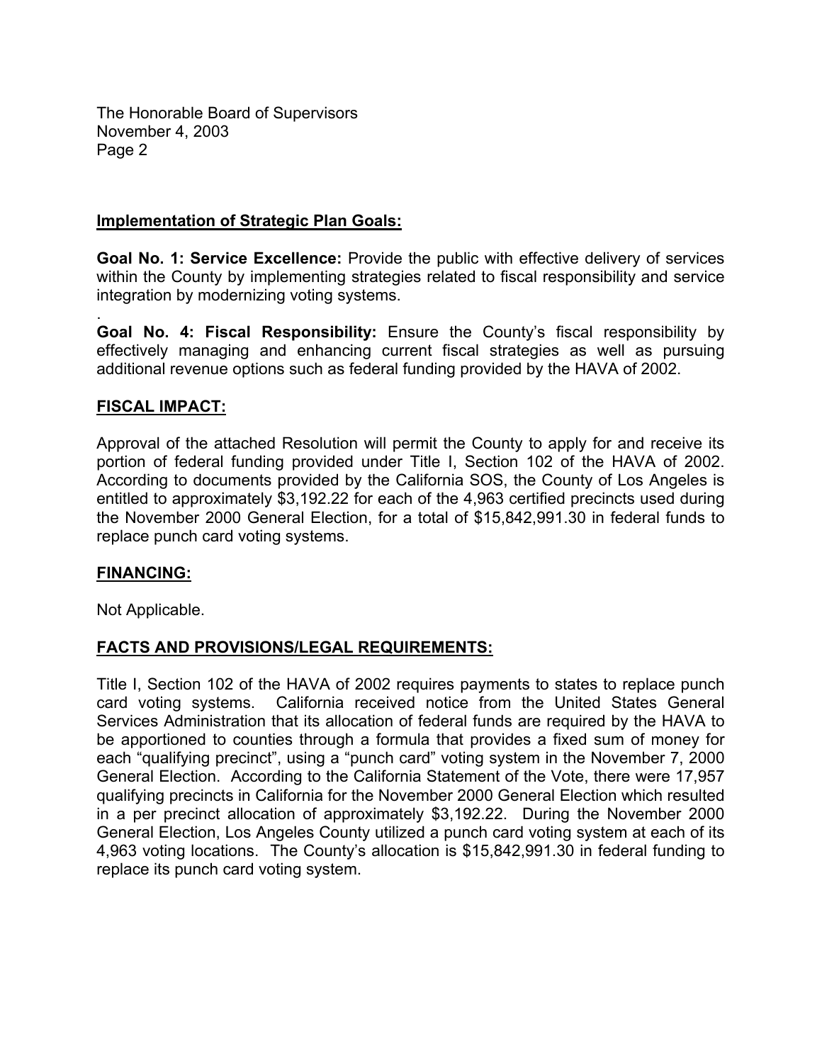## Implementation of Strategic Plan Goals:

**Goal No. 1: Service Excellence:** Provide the public with effective delivery of services within the County by implementing strategies related to fiscal responsibility and service integration by modernizing voting systems.

.
**Goal No. 4: Fiscal Responsibility:** Ensure the County's fiscal responsibility by effectively managing and enhancing current fiscal strategies as well as pursuing additional revenue options such as federal funding provided by the HAVA of 2002.

## FISCAL IMPACT:

Approval of the attached Resolution will permit the County to apply for and receive its portion of federal funding provided under Title I, Section 102 of the HAVA of 2002. According to documents provided by the California SOS, the County of Los Angeles is entitled to approximately $3,192.22 for each of the 4,963 certified precincts used during the November 2000 General Election, for a total of $15,842,991.30 in federal funds to replace punch card voting systems.

## FINANCING:

Not Applicable.

## FACTS AND PROVISIONS/LEGAL REQUIREMENTS:

Title I, Section 102 of the HAVA of 2002 requires payments to states to replace punch card voting systems. California received notice from the United States General Services Administration that its allocation of federal funds are required by the HAVA to be apportioned to counties through a formula that provides a fixed sum of money for each "qualifying precinct", using a "punch card" voting system in the November 7, 2000 General Election. According to the California Statement of the Vote, there were 17,957 qualifying precincts in California for the November 2000 General Election which resulted in a per precinct allocation of approximately $3,192.22. During the November 2000 General Election, Los Angeles County utilized a punch card voting system at each of its 4,963 voting locations. The County's allocation is $15,842,991.30 in federal funding to replace its punch card voting system.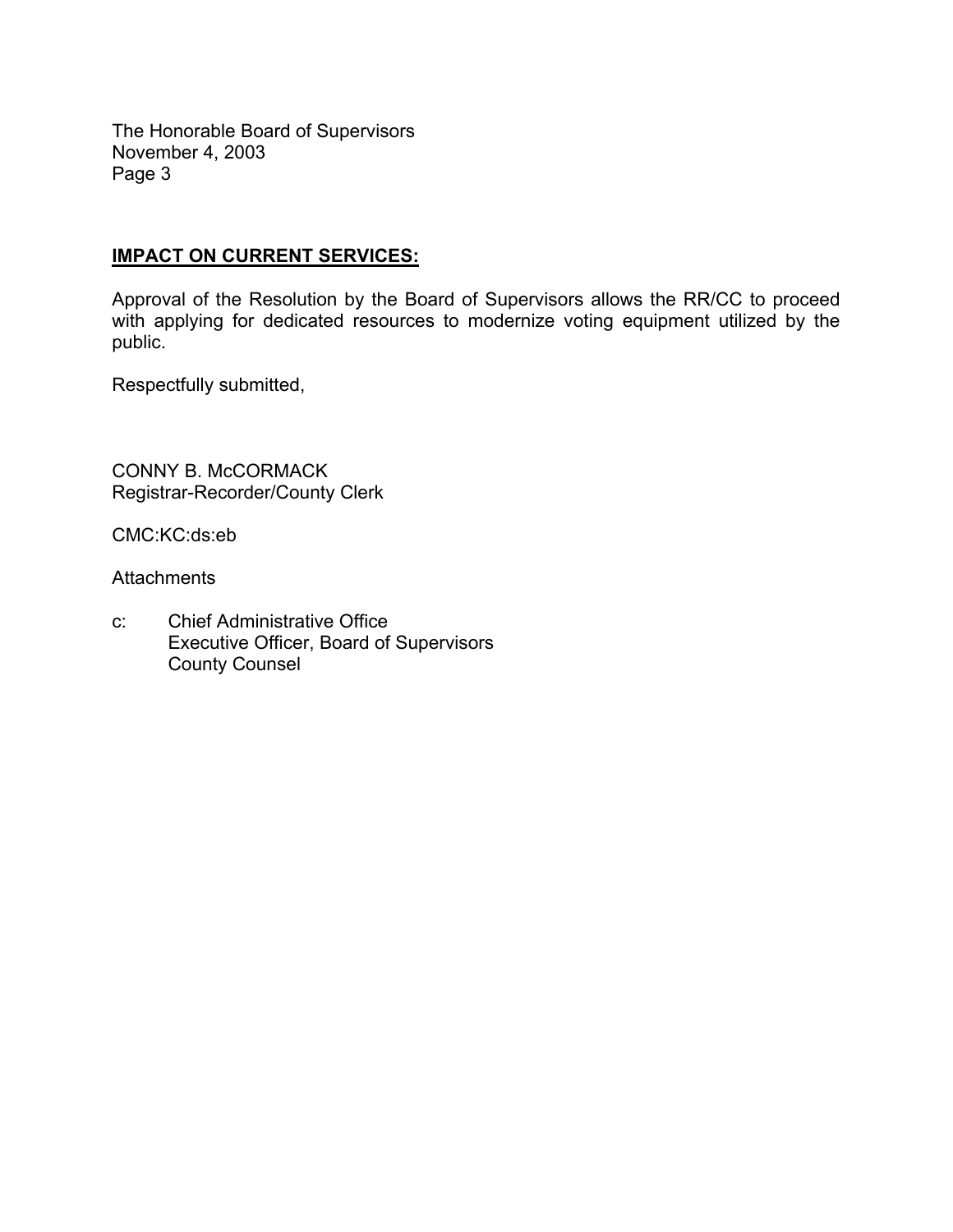The Honorable Board of Supervisors
November 4, 2003
Page 3

**IMPACT ON CURRENT SERVICES:**

Approval of the Resolution by the Board of Supervisors allows the RR/CC to proceed with applying for dedicated resources to modernize voting equipment utilized by the public.

Respectfully submitted,

CONNY B. McCORMACK
Registrar-Recorder/County Clerk

CMC:KC:ds:eb

Attachments

c: Chief Administrative Office
Executive Officer, Board of Supervisors
County Counsel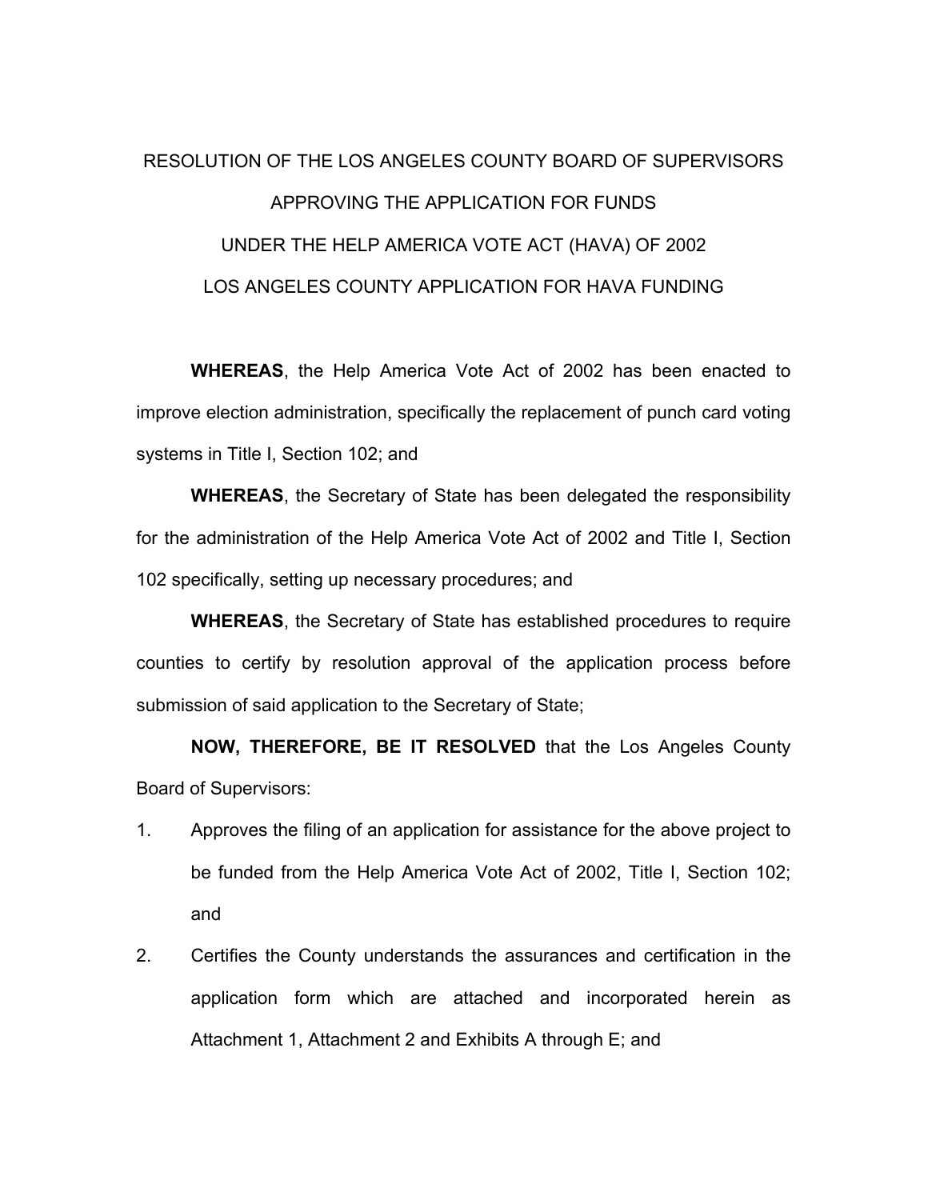# RESOLUTION OF THE LOS ANGELES COUNTY BOARD OF SUPERVISORS APPROVING THE APPLICATION FOR FUNDS UNDER THE HELP AMERICA VOTE ACT (HAVA) OF 2002 LOS ANGELES COUNTY APPLICATION FOR HAVA FUNDING

**WHEREAS**, the Help America Vote Act of 2002 has been enacted to improve election administration, specifically the replacement of punch card voting systems in Title I, Section 102; and

**WHEREAS**, the Secretary of State has been delegated the responsibility for the administration of the Help America Vote Act of 2002 and Title I, Section 102 specifically, setting up necessary procedures; and

**WHEREAS**, the Secretary of State has established procedures to require counties to certify by resolution approval of the application process before submission of said application to the Secretary of State;

**NOW, THEREFORE, BE IT RESOLVED** that the Los Angeles County Board of Supervisors:

1. Approves the filing of an application for assistance for the above project to be funded from the Help America Vote Act of 2002, Title I, Section 102; and
2. Certifies the County understands the assurances and certification in the application form which are attached and incorporated herein as Attachment 1, Attachment 2 and Exhibits A through E; and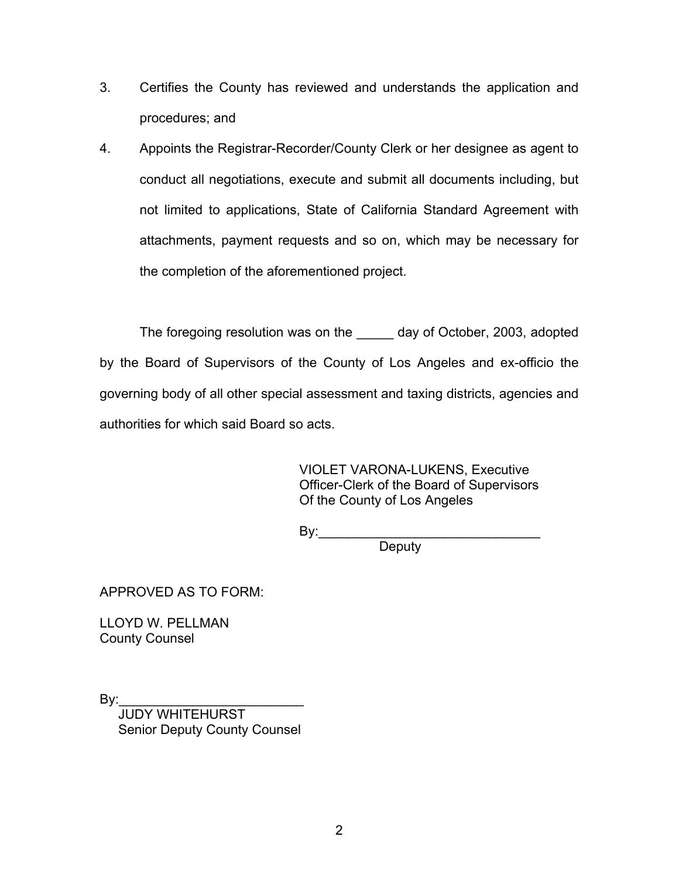3. Certifies the County has reviewed and understands the application and procedures; and
4. Appoints the Registrar-Recorder/County Clerk or her designee as agent to conduct all negotiations, execute and submit all documents including, but not limited to applications, State of California Standard Agreement with attachments, payment requests and so on, which may be necessary for the completion of the aforementioned project.

The foregoing resolution was on the _____ day of October, 2003, adopted by the Board of Supervisors of the County of Los Angeles and ex-officio the governing body of all other special assessment and taxing districts, agencies and authorities for which said Board so acts.

VIOLET VARONA-LUKENS, Executive Officer-Clerk of the Board of Supervisors Of the County of Los Angeles

By:_______________________________
Deputy

APPROVED AS TO FORM:

LLOYD W. PELLMAN
County Counsel

By:_________________________
JUDY WHITEHURST
Senior Deputy County Counsel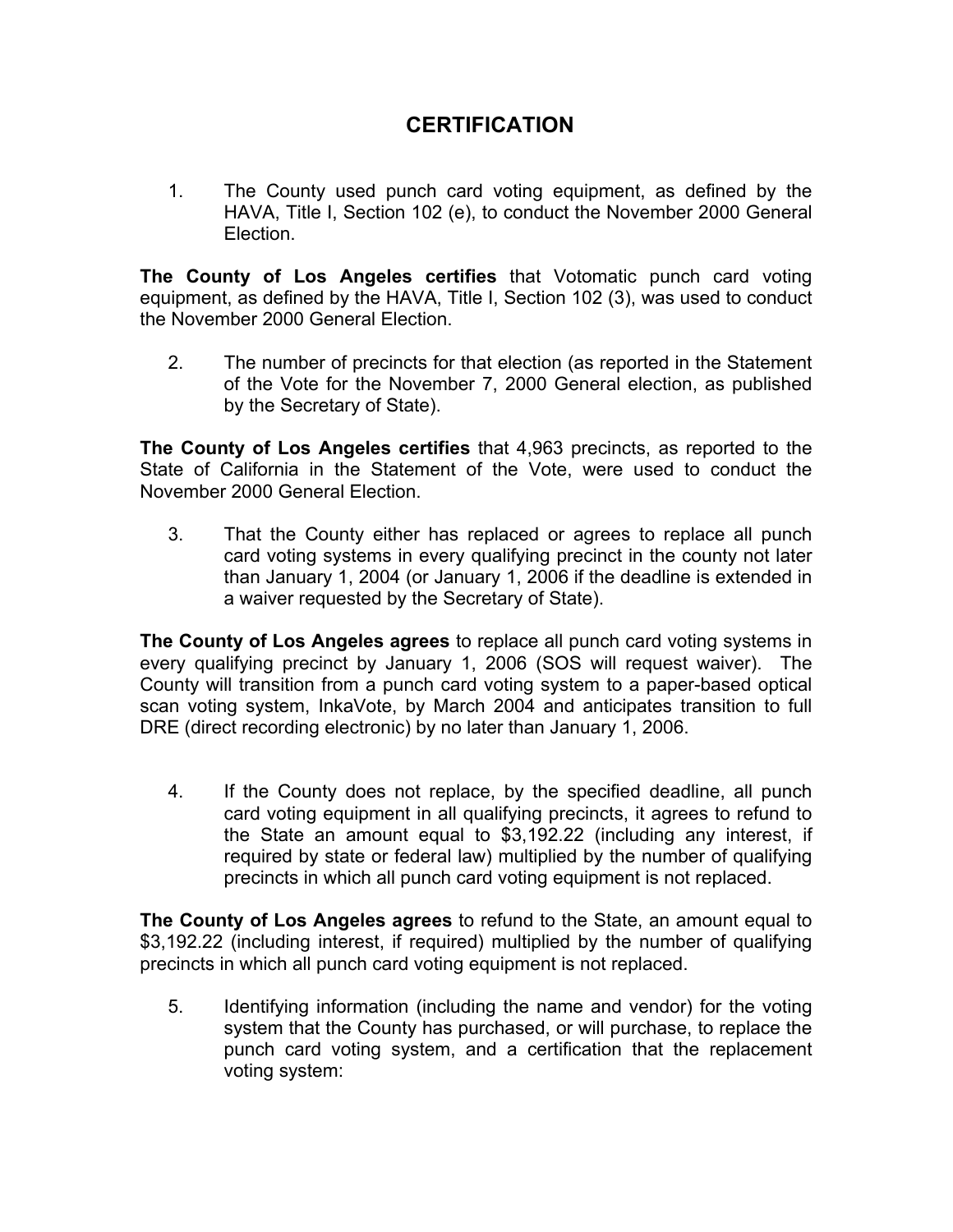## CERTIFICATION

1. The County used punch card voting equipment, as defined by the HAVA, Title I, Section 102 (e), to conduct the November 2000 General Election.

**The County of Los Angeles certifies** that Votomatic punch card voting equipment, as defined by the HAVA, Title I, Section 102 (3), was used to conduct the November 2000 General Election.

2. The number of precincts for that election (as reported in the Statement of the Vote for the November 7, 2000 General election, as published by the Secretary of State).

**The County of Los Angeles certifies** that 4,963 precincts, as reported to the State of California in the Statement of the Vote, were used to conduct the November 2000 General Election.

3. That the County either has replaced or agrees to replace all punch card voting systems in every qualifying precinct in the county not later than January 1, 2004 (or January 1, 2006 if the deadline is extended in a waiver requested by the Secretary of State).

**The County of Los Angeles agrees** to replace all punch card voting systems in every qualifying precinct by January 1, 2006 (SOS will request waiver). The County will transition from a punch card voting system to a paper-based optical scan voting system, InkaVote, by March 2004 and anticipates transition to full DRE (direct recording electronic) by no later than January 1, 2006.

4. If the County does not replace, by the specified deadline, all punch card voting equipment in all qualifying precincts, it agrees to refund to the State an amount equal to $3,192.22 (including any interest, if required by state or federal law) multiplied by the number of qualifying precincts in which all punch card voting equipment is not replaced.

**The County of Los Angeles agrees** to refund to the State, an amount equal to $3,192.22 (including interest, if required) multiplied by the number of qualifying precincts in which all punch card voting equipment is not replaced.

5. Identifying information (including the name and vendor) for the voting system that the County has purchased, or will purchase, to replace the punch card voting system, and a certification that the replacement voting system: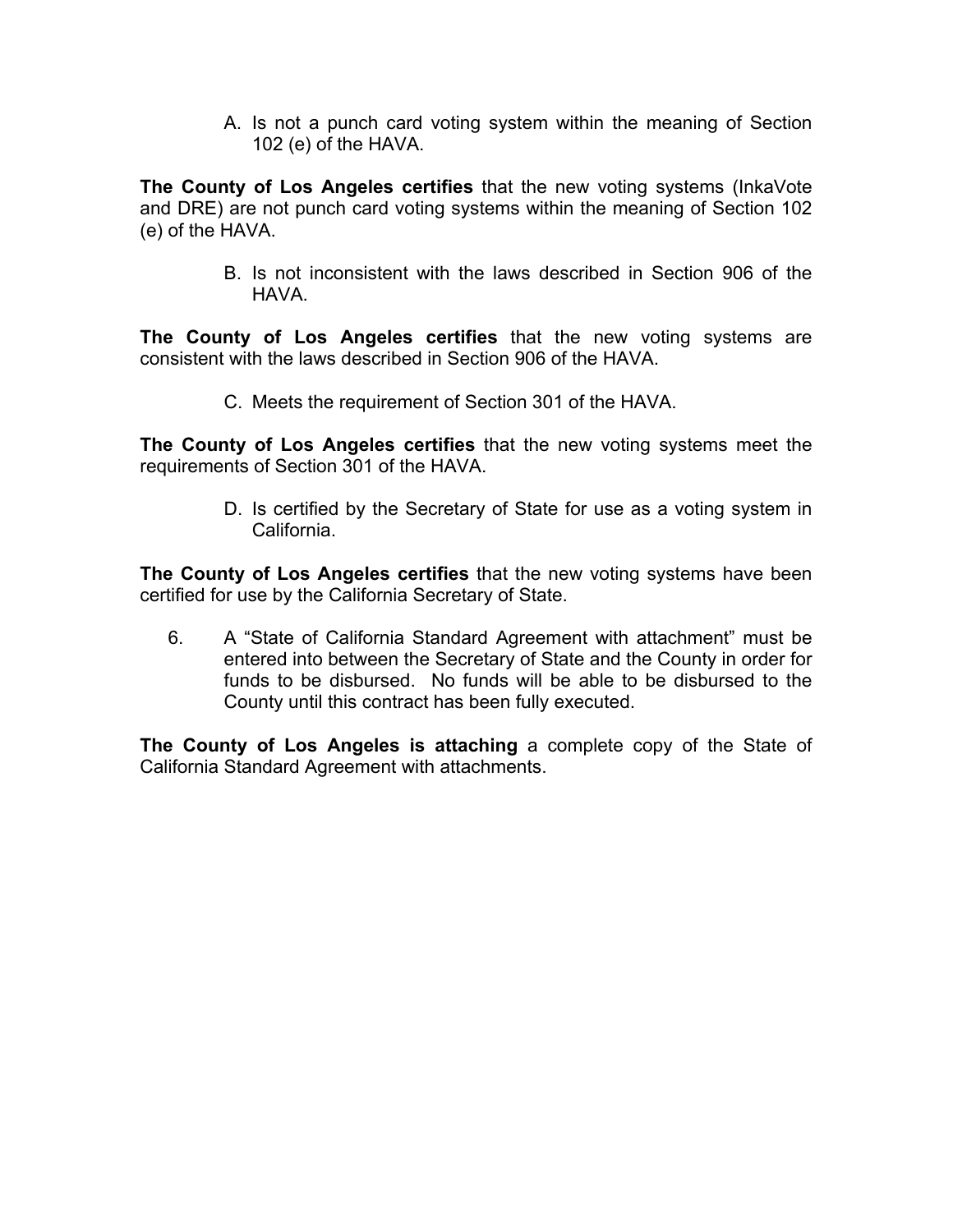A. Is not a punch card voting system within the meaning of Section 102 (e) of the HAVA.

**The County of Los Angeles certifies** that the new voting systems (InkaVote and DRE) are not punch card voting systems within the meaning of Section 102 (e) of the HAVA.

B. Is not inconsistent with the laws described in Section 906 of the HAVA.

**The County of Los Angeles certifies** that the new voting systems are consistent with the laws described in Section 906 of the HAVA.

C. Meets the requirement of Section 301 of the HAVA.

**The County of Los Angeles certifies** that the new voting systems meet the requirements of Section 301 of the HAVA.

D. Is certified by the Secretary of State for use as a voting system in California.

**The County of Los Angeles certifies** that the new voting systems have been certified for use by the California Secretary of State.

6. A "State of California Standard Agreement with attachment" must be entered into between the Secretary of State and the County in order for funds to be disbursed. No funds will be able to be disbursed to the County until this contract has been fully executed.

**The County of Los Angeles is attaching** a complete copy of the State of California Standard Agreement with attachments.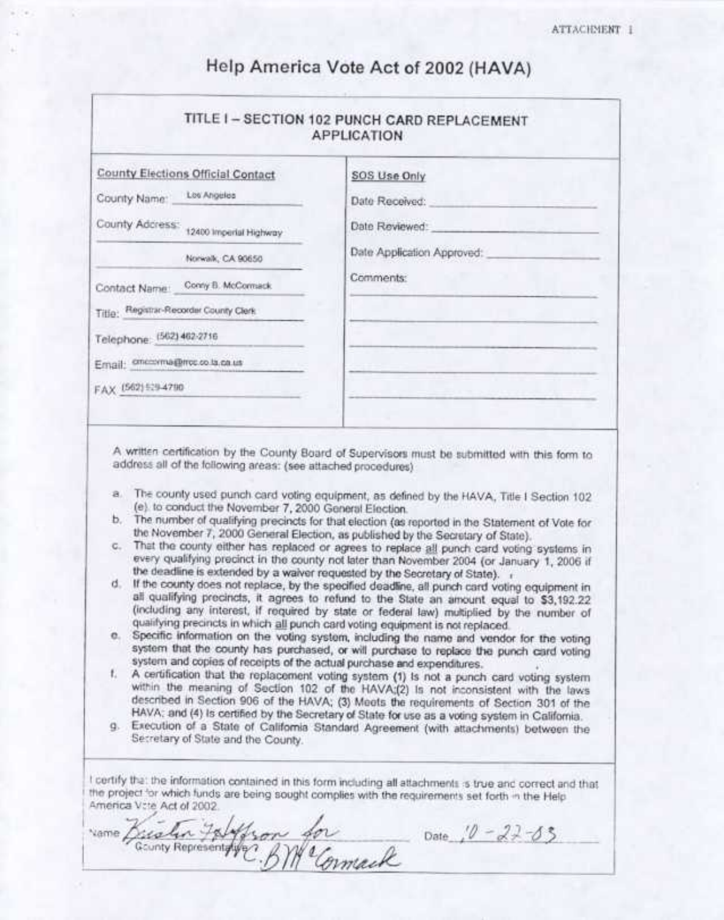ATTACHMENT I

# Help America Vote Act of 2002 (HAVA)

## TITLE I – SECTION 102 PUNCH CARD REPLACEMENT APPLICATION

| County Elections Official Contact | SOS Use Only |
|---|---|
| County Name: Los Angeles | Date Received: |
| County Address: 12400 Imperial Highway | Date Reviewed: |
| Norwalk, CA 90650 | Date Application Approved: |
| Contact Name: Conny B. McCormack | Comments: |
| Title: Registrar-Recorder County Clerk | |
| Telephone: (562) 462-2716 | |
| Email: cmccorma@rrcc.co.la.ca.us | |
| FAX (562) 929-4790 | |

A written certification by the County Board of Supervisors must be submitted with this form to address all of the following areas: (see attached procedures)

a. The county used punch card voting equipment, as defined by the HAVA, Title I Section 102 (e). to conduct the November 7, 2000 General Election.
b. The number of qualifying precincts for that election (as reported in the Statement of Vote for the November 7, 2000 General Election, as published by the Secretary of State).
c. That the county either has replaced or agrees to replace all punch card voting systems in every qualifying precinct in the county not later than November 2004 (or January 1, 2006 if the deadline is extended by a waiver requested by the Secretary of State).
d. If the county does not replace, by the specified deadline, all punch card voting equipment in all qualifying precincts, it agrees to refund to the State an amount equal to $3,192.22 (including any interest, if required by state or federal law) multiplied by the number of qualifying precincts in which all punch card voting equipment is not replaced.
e. Specific information on the voting system, including the name and vendor for the voting system that the county has purchased, or will purchase to replace the punch card voting system and copies of receipts of the actual purchase and expenditures.
f. A certification that the replacement voting system (1) Is not a punch card voting system within the meaning of Section 102 of the HAVA;(2) Is not inconsistent with the laws described in Section 906 of the HAVA; (3) Meets the requirements of Section 301 of the HAVA; and (4) Is certified by the Secretary of State for use as a voting system in California.
g. Execution of a State of California Standard Agreement (with attachments) between the Secretary of State and the County.

I certify that the information contained in this form including all attachments is true and correct and that the project for which funds are being sought complies with the requirements set forth in the Help America Vote Act of 2002.

Name: Kristin Tollefson for C.B. McCormack Date: 10-22-03
County Representative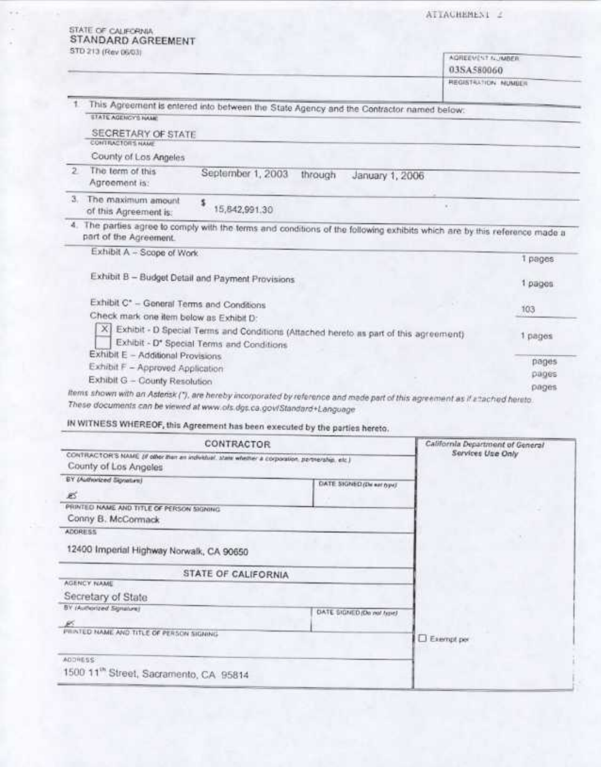ATTACHMENT 2

STATE OF CALIFORNIA
**STANDARD AGREEMENT**
STD 213 (Rev 06/03)

| AGREEMENT NUMBER |
|---|
| 03SA580060 |
| REGISTRATION NUMBER |
| |

1. This Agreement is entered into between the State Agency and the Contractor named below:

STATE AGENCY'S NAME
SECRETARY OF STATE

CONTRACTOR'S NAME
County of Los Angeles

2. The term of this Agreement is: September 1, 2003 through January 1, 2006

3. The maximum amount of this Agreement is: $ 15,842,991.30

4. The parties agree to comply with the terms and conditions of the following exhibits which are by this reference made a part of the Agreement.

| | |
|---|---|
| Exhibit A – Scope of Work | 1 pages |
| Exhibit B – Budget Detail and Payment Provisions | 1 pages |
| Exhibit C* – General Terms and Conditions | 103 |
| Check mark one item below as Exhibit D: | |
| [X] Exhibit - D Special Terms and Conditions (Attached hereto as part of this agreement) | 1 pages |
| [ ] Exhibit - D* Special Terms and Conditions | |
| Exhibit E – Additional Provisions | pages |
| Exhibit F – Approved Application | pages |
| Exhibit G – County Resolution | pages |

*Items shown with an Asterisk (*), are hereby incorporated by reference and made part of this agreement as if attached hereto. These documents can be viewed at www.ols.dgs.ca.gov/Standard+Language*

**IN WITNESS WHEREOF, this Agreement has been executed by the parties hereto.**

| CONTRACTOR | | California Department of General Services Use Only |
|---|---|---|
| CONTRACTOR'S NAME (if other than an individual, state whether a corporation, partnership, etc.) | | |
| County of Los Angeles | | |
| BY (Authorized Signature) | DATE SIGNED (Do not type) | |
| ✍ | | |
| PRINTED NAME AND TITLE OF PERSON SIGNING | | |
| Conny B. McCormack | | |
| ADDRESS | | |
| 12400 Imperial Highway Norwalk, CA 90650 | | |
| **STATE OF CALIFORNIA** | | |
| AGENCY NAME | | |
| Secretary of State | | |
| BY (Authorized Signature) | DATE SIGNED (Do not type) | |
| ✍ | | |
| PRINTED NAME AND TITLE OF PERSON SIGNING | | [ ] Exempt per |
| ADDRESS | | |
| 1500 11th Street, Sacramento, CA 95814 | | |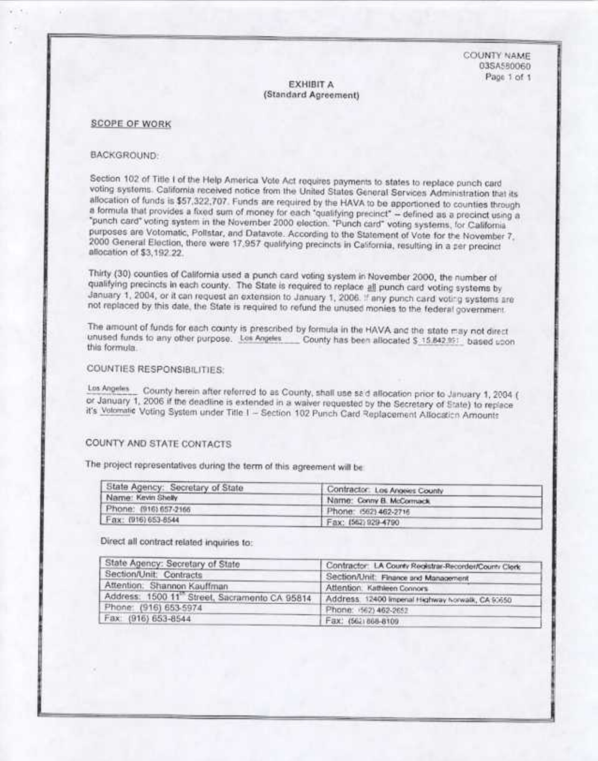COUNTY NAME
03SA580060

**EXHIBIT A**
**(Standard Agreement)**

**SCOPE OF WORK**

BACKGROUND:

Section 102 of Title I of the Help America Vote Act requires payments to states to replace punch card voting systems. California received notice from the United States General Services Administration that its allocation of funds is $57,322,707. Funds are required by the HAVA to be apportioned to counties through a formula that provides a fixed sum of money for each "qualifying precinct" – defined as a precinct using a "punch card" voting system in the November 2000 election. "Punch card" voting systems, for California purposes are Votomatic, Pollstar, and Datavote. According to the Statement of Vote for the November 7, 2000 General Election, there were 17,957 qualifying precincts in California, resulting in a per precinct allocation of $3,192.22.

Thirty (30) counties of California used a punch card voting system in November 2000, the number of qualifying precincts in each county. The State is required to replace all punch card voting systems by January 1, 2004, or it can request an extension to January 1, 2006. If any punch card voting systems are not replaced by this date, the State is required to refund the unused monies to the federal government.

The amount of funds for each county is prescribed by formula in the HAVA and the state may not direct unused funds to any other purpose. Los Angeles County has been allocated $ 15,842,951 based upon this formula.

COUNTIES RESPONSIBILITIES:

Los Angeles County herein after referred to as County, shall use said allocation prior to January 1, 2004 ( or January 1, 2006 if the deadline is extended in a waiver requested by the Secretary of State) to replace it's Votomatic Voting System under Title I – Section 102 Punch Card Replacement Allocation Amounts

COUNTY AND STATE CONTACTS

The project representatives during the term of this agreement will be:

| State Agency: Secretary of State | Contractor: Los Angeles County |
|---|---|
| Name: Kevin Shelly | Name: Conny B. McCormack |
| Phone: (916) 657-2166 | Phone: (562) 462-2716 |
| Fax: (916) 653-8544 | Fax: (562) 929-4790 |

Direct all contract related inquiries to:

| State Agency: Secretary of State | Contractor: LA County Registrar-Recorder/County Clerk |
|---|---|
| Section/Unit: Contracts | Section/Unit: Finance and Management |
| Attention: Shannon Kauffman | Attention: Kathleen Connors |
| Address: 1500 11th Street, Sacramento CA 95814 | Address: 12400 Imperial Highway Norwalk, CA 90650 |
| Phone: (916) 653-5974 | Phone: (562) 462-2652 |
| Fax: (916) 653-8544 | Fax: (562) 868-8109 |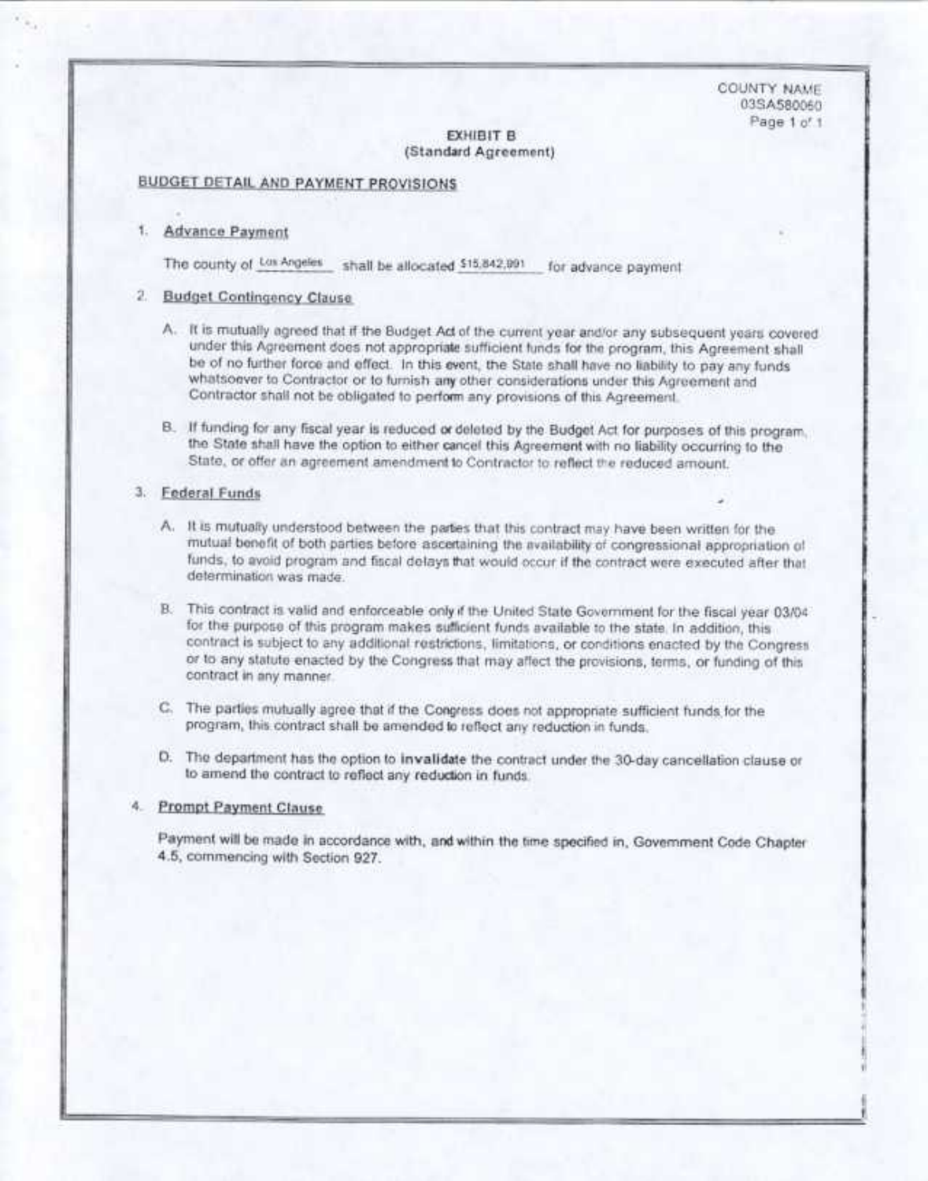COUNTY NAME
03SA580060

**EXHIBIT B**
**(Standard Agreement)**

## BUDGET DETAIL AND PAYMENT PROVISIONS

1. **Advance Payment**

   The county of Los Angeles shall be allocated $15,842,991 for advance payment

2. **Budget Contingency Clause**

   A. It is mutually agreed that if the Budget Act of the current year and/or any subsequent years covered under this Agreement does not appropriate sufficient funds for the program, this Agreement shall be of no further force and effect. In this event, the State shall have no liability to pay any funds whatsoever to Contractor or to furnish any other considerations under this Agreement and Contractor shall not be obligated to perform any provisions of this Agreement.

   B. If funding for any fiscal year is reduced or deleted by the Budget Act for purposes of this program, the State shall have the option to either cancel this Agreement with no liability occurring to the State, or offer an agreement amendment to Contractor to reflect the reduced amount.

3. **Federal Funds**

   A. It is mutually understood between the parties that this contract may have been written for the mutual benefit of both parties before ascertaining the availability of congressional appropriation of funds, to avoid program and fiscal delays that would occur if the contract were executed after that determination was made.

   B. This contract is valid and enforceable only if the United State Government for the fiscal year 03/04 for the purpose of this program makes sufficient funds available to the state. In addition, this contract is subject to any additional restrictions, limitations, or conditions enacted by the Congress or to any statute enacted by the Congress that may affect the provisions, terms, or funding of this contract in any manner.

   C. The parties mutually agree that if the Congress does not appropriate sufficient funds for the program, this contract shall be amended to reflect any reduction in funds.

   D. The department has the option to **invalidate** the contract under the 30-day cancellation clause or to amend the contract to reflect any reduction in funds.

4. **Prompt Payment Clause**

   Payment will be made in accordance with, and within the time specified in, Government Code Chapter 4.5, commencing with Section 927.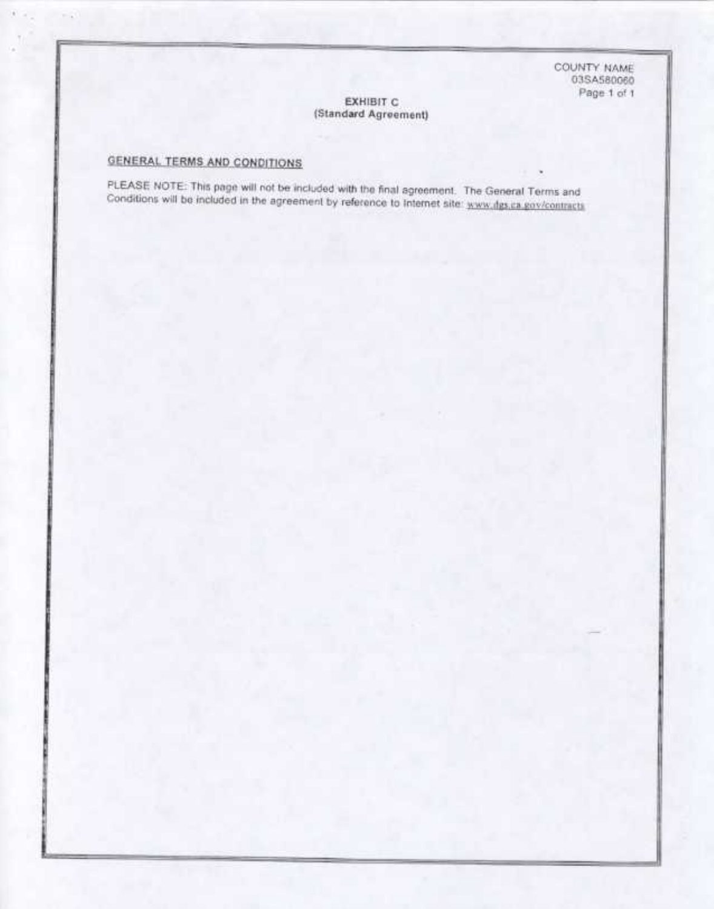COUNTY NAME
03SA580060

**EXHIBIT C**
**(Standard Agreement)**

## GENERAL TERMS AND CONDITIONS

PLEASE NOTE: This page will not be included with the final agreement. The General Terms and Conditions will be included in the agreement by reference to Internet site: www.dgs.ca.gov/contracts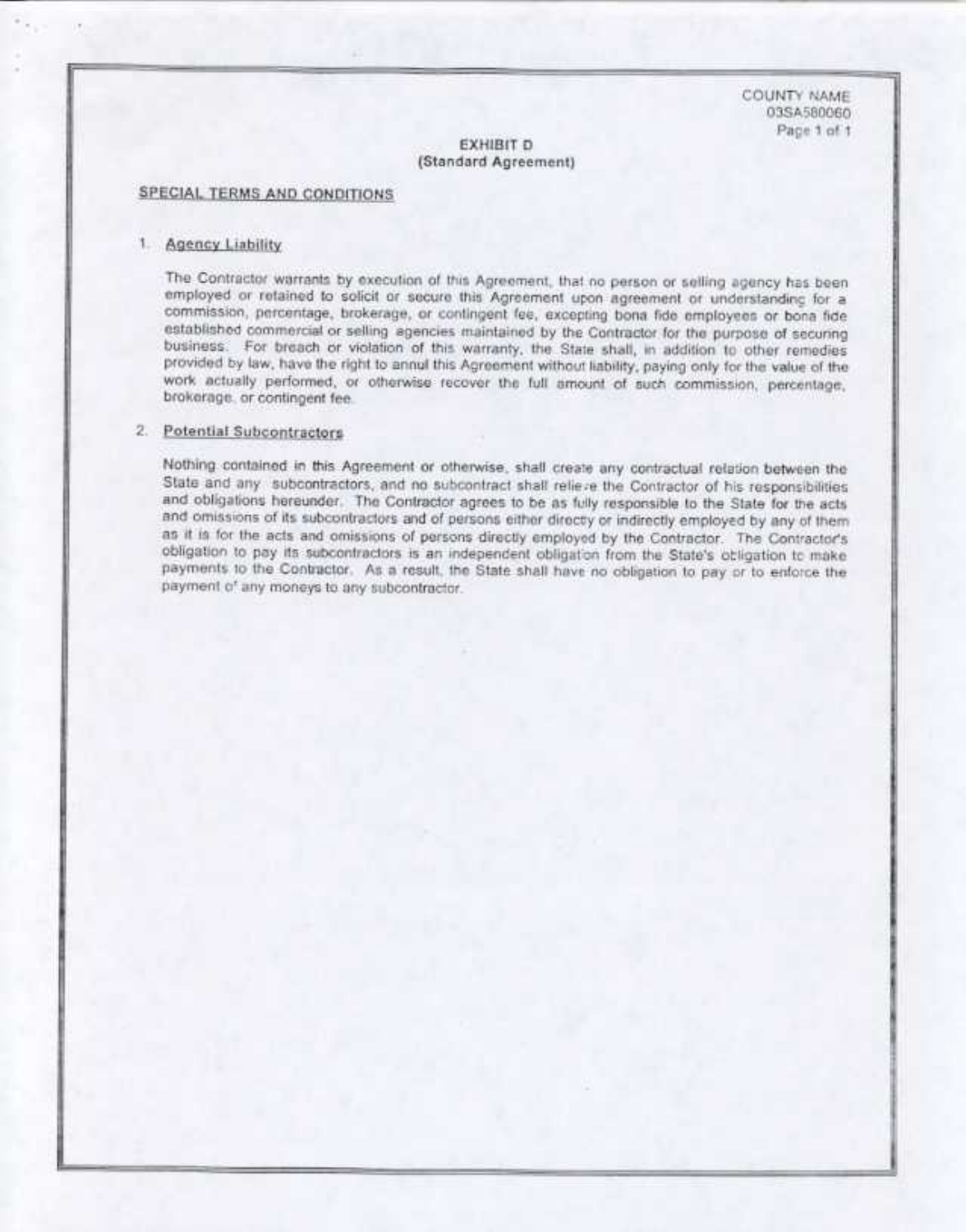COUNTY NAME
03SA580060

**EXHIBIT D**
**(Standard Agreement)**

**SPECIAL TERMS AND CONDITIONS**

1. **Agency Liability**

   The Contractor warrants by execution of this Agreement, that no person or selling agency has been employed or retained to solicit or secure this Agreement upon agreement or understanding for a commission, percentage, brokerage, or contingent fee, excepting bona fide employees or bona fide established commercial or selling agencies maintained by the Contractor for the purpose of securing business. For breach or violation of this warranty, the State shall, in addition to other remedies provided by law, have the right to annul this Agreement without liability, paying only for the value of the work actually performed, or otherwise recover the full amount of such commission, percentage, brokerage, or contingent fee.

2. **Potential Subcontractors**

   Nothing contained in this Agreement or otherwise, shall create any contractual relation between the State and any subcontractors, and no subcontract shall relieve the Contractor of his responsibilities and obligations hereunder. The Contractor agrees to be as fully responsible to the State for the acts and omissions of its subcontractors and of persons either directy or indirectly employed by any of them as it is for the acts and omissions of persons directly employed by the Contractor. The Contractor's obligation to pay its subcontractors is an independent obligation from the State's obligation to make payments to the Contractor. As a result, the State shall have no obligation to pay or to enforce the payment of any moneys to any subcontractor.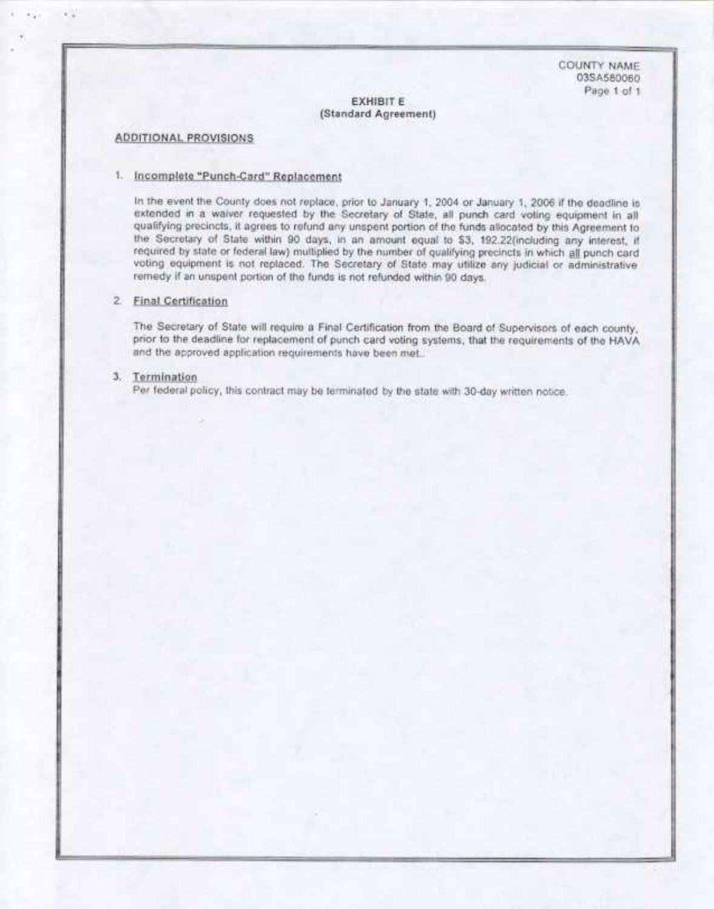COUNTY NAME
03SA580060

**EXHIBIT E**
**(Standard Agreement)**

## ADDITIONAL PROVISIONS

1. **Incomplete "Punch-Card" Replacement**

   In the event the County does not replace, prior to January 1, 2004 or January 1, 2006 if the deadline is extended in a waiver requested by the Secretary of State, all punch card voting equipment in all qualifying precincts, it agrees to refund any unspent portion of the funds allocated by this Agreement to the Secretary of State within 90 days, in an amount equal to $3, 192.22(including any interest, if required by state or federal law) multiplied by the number of qualifying precincts in which all punch card voting equipment is not replaced. The Secretary of State may utilize any judicial or administrative remedy if an unspent portion of the funds is not refunded within 90 days.

2. **Final Certification**

   The Secretary of State will require a Final Certification from the Board of Supervisors of each county, prior to the deadline for replacement of punch card voting systems, that the requirements of the HAVA and the approved application requirements have been met.

3. **Termination**

   Per federal policy, this contract may be terminated by the state with 30-day written notice.